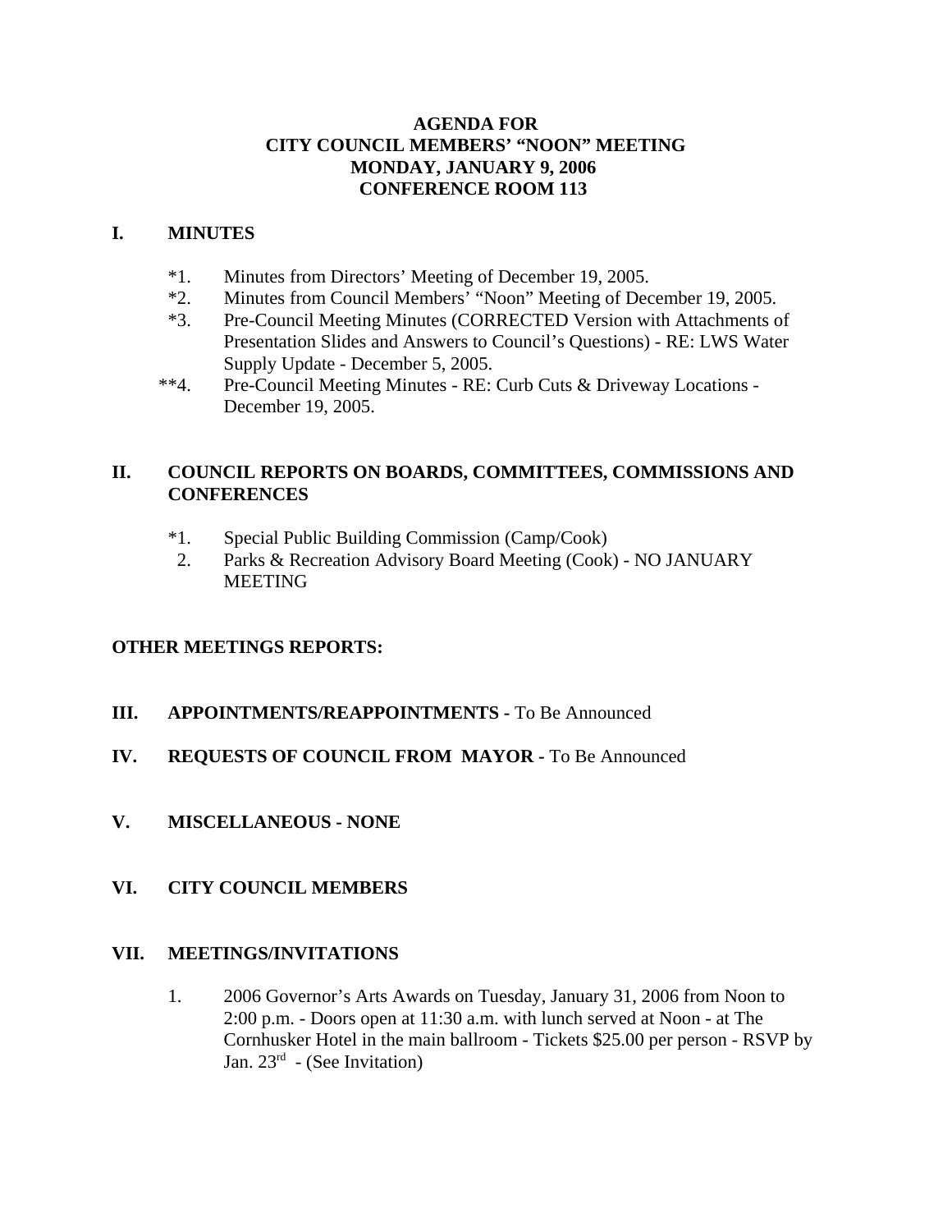**AGENDA FOR**
**CITY COUNCIL MEMBERS' "NOON" MEETING**
**MONDAY, JANUARY 9, 2006**
**CONFERENCE ROOM 113**

## I. MINUTES

*1. Minutes from Directors' Meeting of December 19, 2005.

*2. Minutes from Council Members' "Noon" Meeting of December 19, 2005.

*3. Pre-Council Meeting Minutes (CORRECTED Version with Attachments of Presentation Slides and Answers to Council's Questions) - RE: LWS Water Supply Update - December 5, 2005.

**4. Pre-Council Meeting Minutes - RE: Curb Cuts & Driveway Locations - December 19, 2005.

## II. COUNCIL REPORTS ON BOARDS, COMMITTEES, COMMISSIONS AND CONFERENCES

*1. Special Public Building Commission (Camp/Cook)

2. Parks & Recreation Advisory Board Meeting (Cook) - NO JANUARY MEETING

**OTHER MEETINGS REPORTS:**

## III. APPOINTMENTS/REAPPOINTMENTS - To Be Announced

## IV. REQUESTS OF COUNCIL FROM MAYOR - To Be Announced

## V. MISCELLANEOUS - NONE

## VI. CITY COUNCIL MEMBERS

## VII. MEETINGS/INVITATIONS

1. 2006 Governor's Arts Awards on Tuesday, January 31, 2006 from Noon to 2:00 p.m. - Doors open at 11:30 a.m. with lunch served at Noon - at The Cornhusker Hotel in the main ballroom - Tickets $25.00 per person - RSVP by Jan. 23rd - (See Invitation)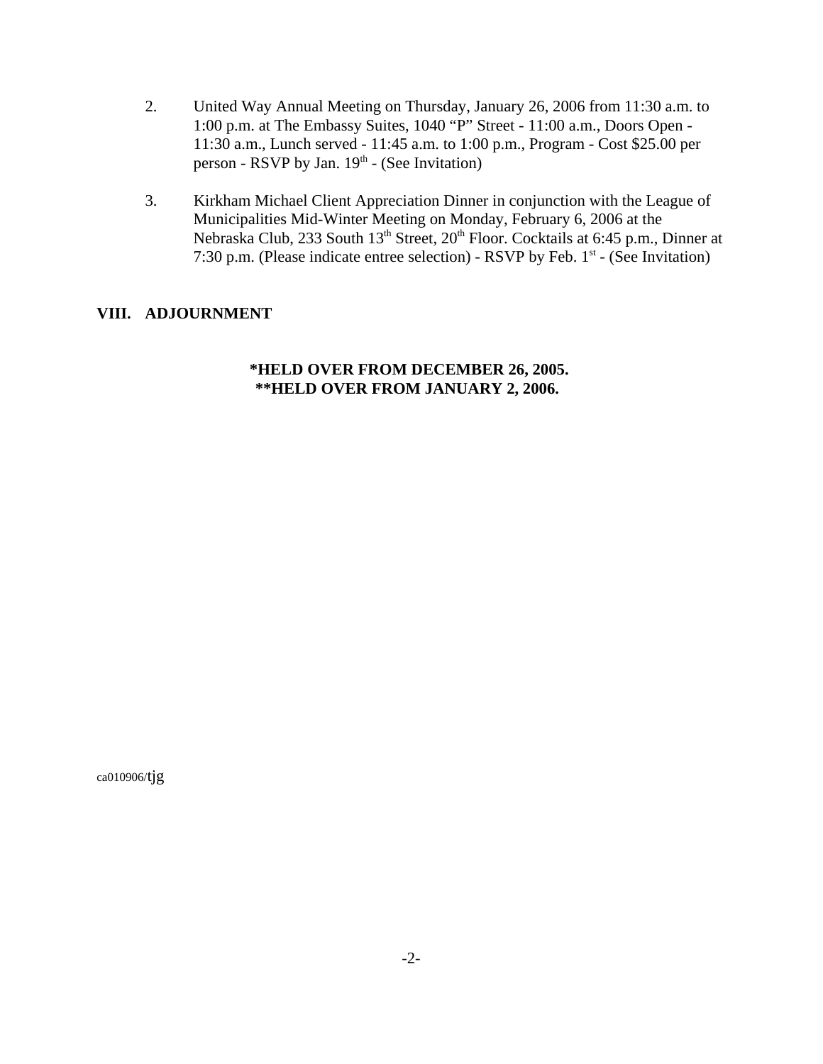2. United Way Annual Meeting on Thursday, January 26, 2006 from 11:30 a.m. to 1:00 p.m. at The Embassy Suites, 1040 "P" Street - 11:00 a.m., Doors Open - 11:30 a.m., Lunch served - 11:45 a.m. to 1:00 p.m., Program - Cost $25.00 per person - RSVP by Jan. 19th - (See Invitation)

3. Kirkham Michael Client Appreciation Dinner in conjunction with the League of Municipalities Mid-Winter Meeting on Monday, February 6, 2006 at the Nebraska Club, 233 South 13th Street, 20th Floor. Cocktails at 6:45 p.m., Dinner at 7:30 p.m. (Please indicate entree selection) - RSVP by Feb. 1st - (See Invitation)

**VIII. ADJOURNMENT**

**\*HELD OVER FROM DECEMBER 26, 2005.**
**\*\*HELD OVER FROM JANUARY 2, 2006.**

ca010906/tjg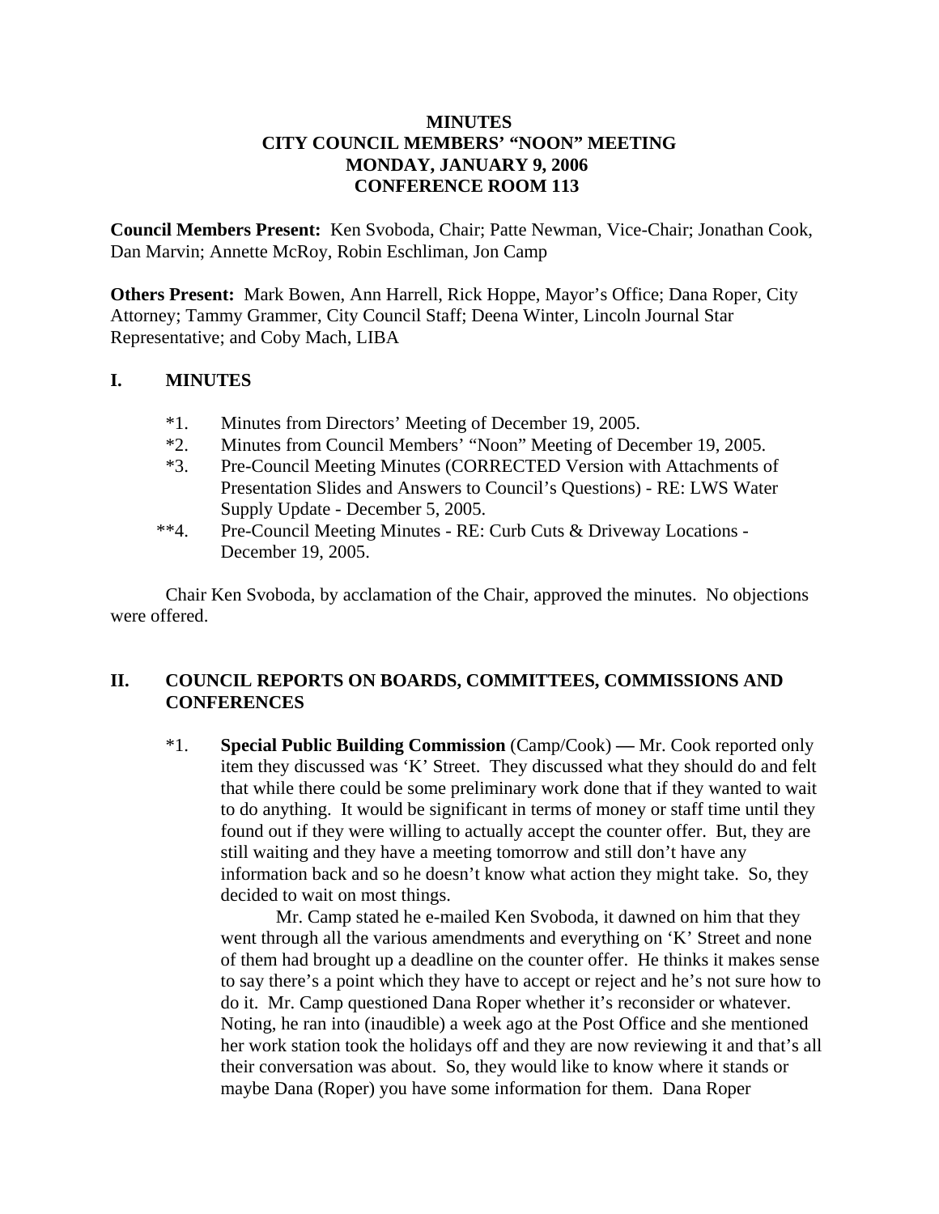**MINUTES**
**CITY COUNCIL MEMBERS' "NOON" MEETING**
**MONDAY, JANUARY 9, 2006**
**CONFERENCE ROOM 113**

**Council Members Present:** Ken Svoboda, Chair; Patte Newman, Vice-Chair; Jonathan Cook, Dan Marvin; Annette McRoy, Robin Eschliman, Jon Camp

**Others Present:** Mark Bowen, Ann Harrell, Rick Hoppe, Mayor's Office; Dana Roper, City Attorney; Tammy Grammer, City Council Staff; Deena Winter, Lincoln Journal Star Representative; and Coby Mach, LIBA

## I. MINUTES

*1. Minutes from Directors' Meeting of December 19, 2005.
*2. Minutes from Council Members' "Noon" Meeting of December 19, 2005.
*3. Pre-Council Meeting Minutes (CORRECTED Version with Attachments of Presentation Slides and Answers to Council's Questions) - RE: LWS Water Supply Update - December 5, 2005.
**4. Pre-Council Meeting Minutes - RE: Curb Cuts & Driveway Locations - December 19, 2005.

Chair Ken Svoboda, by acclamation of the Chair, approved the minutes. No objections were offered.

## II. COUNCIL REPORTS ON BOARDS, COMMITTEES, COMMISSIONS AND CONFERENCES

*1. **Special Public Building Commission** (Camp/Cook) — Mr. Cook reported only item they discussed was 'K' Street. They discussed what they should do and felt that while there could be some preliminary work done that if they wanted to wait to do anything. It would be significant in terms of money or staff time until they found out if they were willing to actually accept the counter offer. But, they are still waiting and they have a meeting tomorrow and still don't have any information back and so he doesn't know what action they might take. So, they decided to wait on most things.

Mr. Camp stated he e-mailed Ken Svoboda, it dawned on him that they went through all the various amendments and everything on 'K' Street and none of them had brought up a deadline on the counter offer. He thinks it makes sense to say there's a point which they have to accept or reject and he's not sure how to do it. Mr. Camp questioned Dana Roper whether it's reconsider or whatever. Noting, he ran into (inaudible) a week ago at the Post Office and she mentioned her work station took the holidays off and they are now reviewing it and that's all their conversation was about. So, they would like to know where it stands or maybe Dana (Roper) you have some information for them. Dana Roper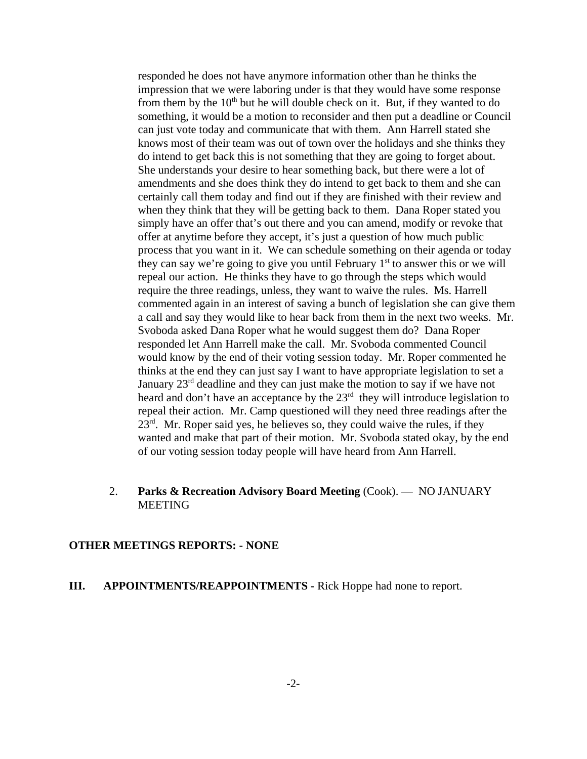responded he does not have anymore information other than he thinks the impression that we were laboring under is that they would have some response from them by the 10th but he will double check on it. But, if they wanted to do something, it would be a motion to reconsider and then put a deadline or Council can just vote today and communicate that with them. Ann Harrell stated she knows most of their team was out of town over the holidays and she thinks they do intend to get back this is not something that they are going to forget about. She understands your desire to hear something back, but there were a lot of amendments and she does think they do intend to get back to them and she can certainly call them today and find out if they are finished with their review and when they think that they will be getting back to them. Dana Roper stated you simply have an offer that's out there and you can amend, modify or revoke that offer at anytime before they accept, it's just a question of how much public process that you want in it. We can schedule something on their agenda or today they can say we're going to give you until February 1st to answer this or we will repeal our action. He thinks they have to go through the steps which would require the three readings, unless, they want to waive the rules. Ms. Harrell commented again in an interest of saving a bunch of legislation she can give them a call and say they would like to hear back from them in the next two weeks. Mr. Svoboda asked Dana Roper what he would suggest them do? Dana Roper responded let Ann Harrell make the call. Mr. Svoboda commented Council would know by the end of their voting session today. Mr. Roper commented he thinks at the end they can just say I want to have appropriate legislation to set a January 23rd deadline and they can just make the motion to say if we have not heard and don't have an acceptance by the 23rd they will introduce legislation to repeal their action. Mr. Camp questioned will they need three readings after the 23rd. Mr. Roper said yes, he believes so, they could waive the rules, if they wanted and make that part of their motion. Mr. Svoboda stated okay, by the end of our voting session today people will have heard from Ann Harrell.

2. **Parks & Recreation Advisory Board Meeting** (Cook). — NO JANUARY MEETING

**OTHER MEETINGS REPORTS: - NONE**

**III. APPOINTMENTS/REAPPOINTMENTS** - Rick Hoppe had none to report.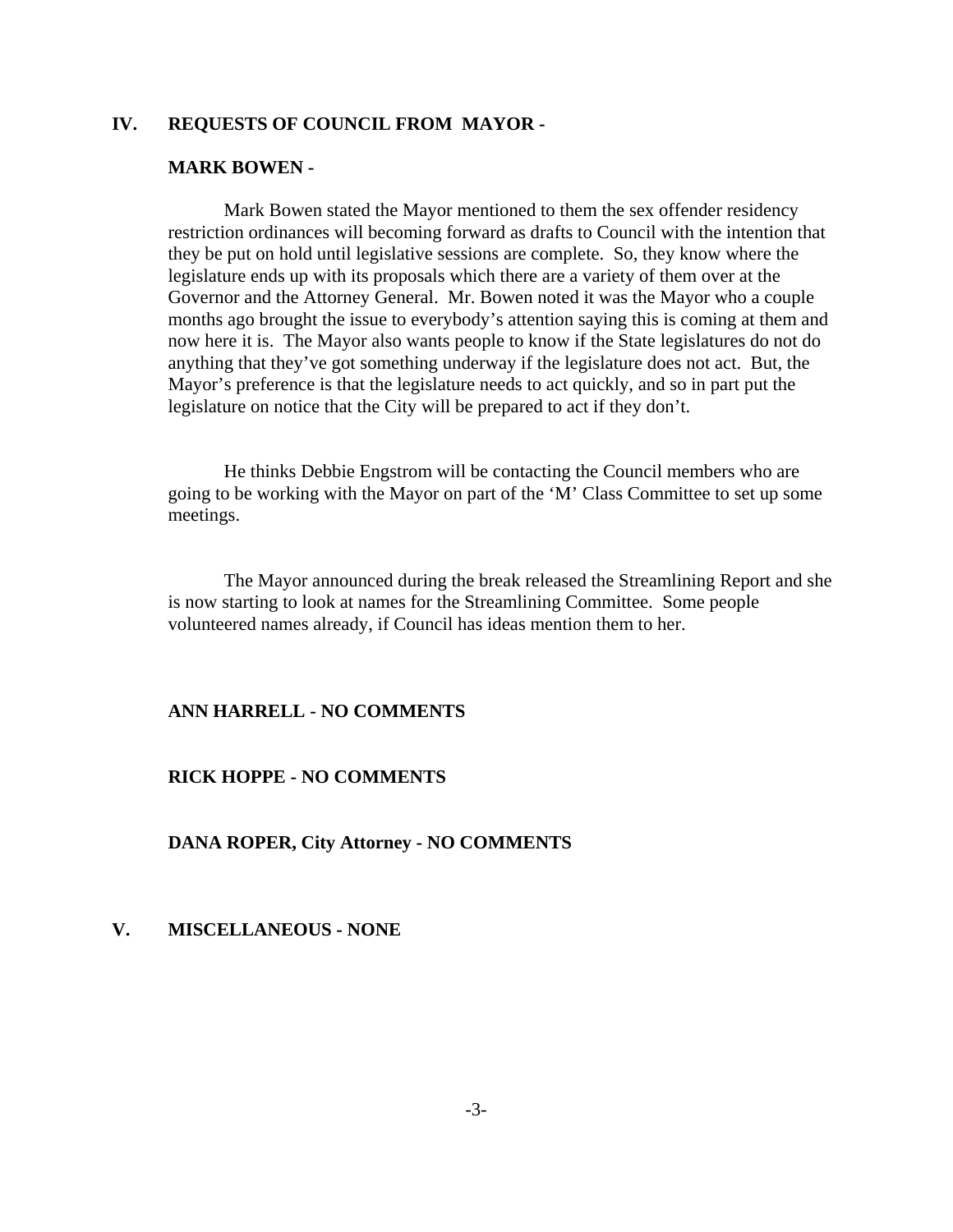## IV. REQUESTS OF COUNCIL FROM MAYOR -

### MARK BOWEN -

Mark Bowen stated the Mayor mentioned to them the sex offender residency restriction ordinances will becoming forward as drafts to Council with the intention that they be put on hold until legislative sessions are complete. So, they know where the legislature ends up with its proposals which there are a variety of them over at the Governor and the Attorney General. Mr. Bowen noted it was the Mayor who a couple months ago brought the issue to everybody's attention saying this is coming at them and now here it is. The Mayor also wants people to know if the State legislatures do not do anything that they've got something underway if the legislature does not act. But, the Mayor's preference is that the legislature needs to act quickly, and so in part put the legislature on notice that the City will be prepared to act if they don't.

He thinks Debbie Engstrom will be contacting the Council members who are going to be working with the Mayor on part of the 'M' Class Committee to set up some meetings.

The Mayor announced during the break released the Streamlining Report and she is now starting to look at names for the Streamlining Committee. Some people volunteered names already, if Council has ideas mention them to her.

### ANN HARRELL - NO COMMENTS

### RICK HOPPE - NO COMMENTS

### DANA ROPER, City Attorney - NO COMMENTS

## V. MISCELLANEOUS - NONE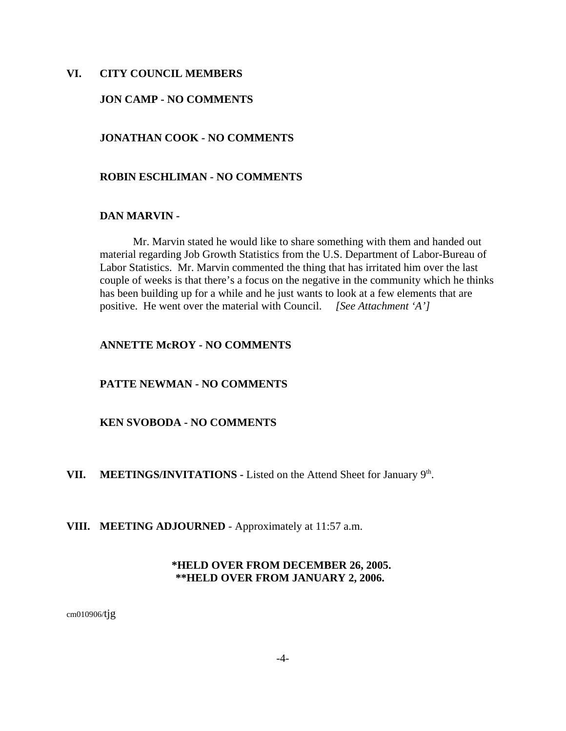## VI. CITY COUNCIL MEMBERS

**JON CAMP - NO COMMENTS**

**JONATHAN COOK - NO COMMENTS**

**ROBIN ESCHLIMAN - NO COMMENTS**

**DAN MARVIN -**

Mr. Marvin stated he would like to share something with them and handed out material regarding Job Growth Statistics from the U.S. Department of Labor-Bureau of Labor Statistics. Mr. Marvin commented the thing that has irritated him over the last couple of weeks is that there's a focus on the negative in the community which he thinks has been building up for a while and he just wants to look at a few elements that are positive. He went over the material with Council. *[See Attachment 'A']*

**ANNETTE McROY - NO COMMENTS**

**PATTE NEWMAN - NO COMMENTS**

**KEN SVOBODA - NO COMMENTS**

## VII. MEETINGS/INVITATIONS - Listed on the Attend Sheet for January 9th.

## VIII. MEETING ADJOURNED - Approximately at 11:57 a.m.

**\*HELD OVER FROM DECEMBER 26, 2005.**
**\*\*HELD OVER FROM JANUARY 2, 2006.**

cm010906/tjg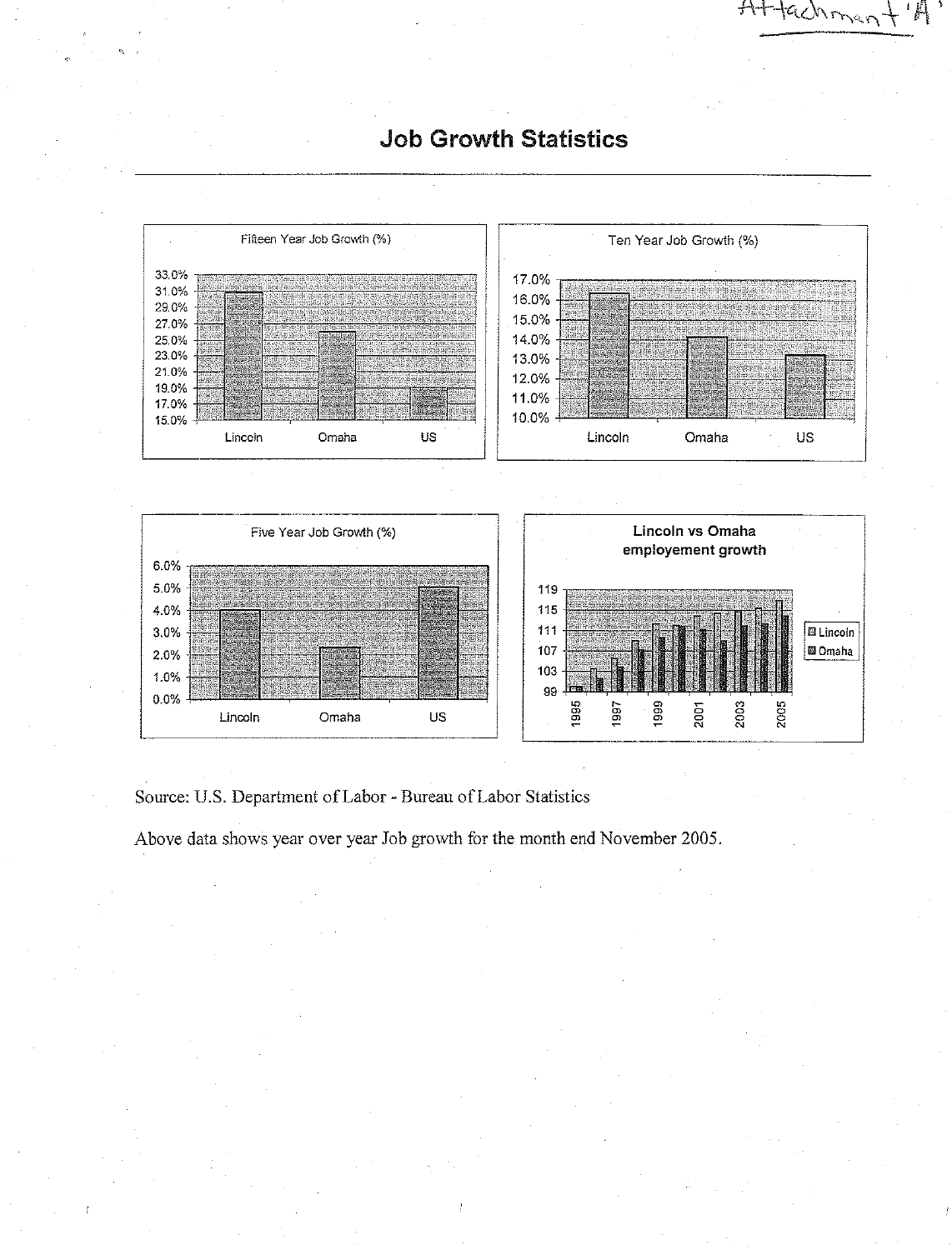Attachment 'A'

# Job Growth Statistics

Fifteen Year Job Growth (%)

Lincoln, Omaha, US

Ten Year Job Growth (%)

Lincoln, Omaha, US

Five Year Job Growth (%)

Lincoln, Omaha, US

Lincoln vs Omaha employement growth

Lincoln, Omaha

Source: U.S. Department of Labor - Bureau of Labor Statistics

Above data shows year over year Job growth for the month end November 2005.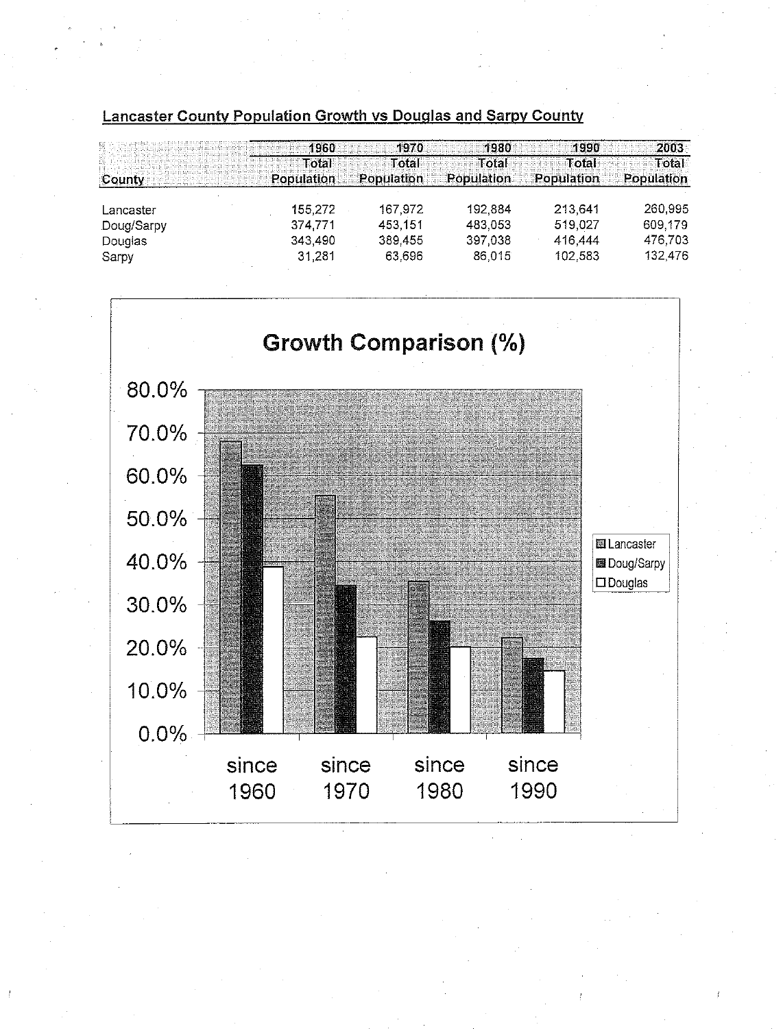**Lancaster County Population Growth vs Douglas and Sarpy County**

| County | 1960 Total Population | 1970 Total Population | 1980 Total Population | 1990 Total Population | 2003 Total Population |
|---|---|---|---|---|---|
| Lancaster | 155,272 | 167,972 | 192,884 | 213,641 | 260,995 |
| Doug/Sarpy | 374,771 | 453,151 | 483,053 | 519,027 | 609,179 |
| Douglas | 343,490 | 389,455 | 397,038 | 416,444 | 476,703 |
| Sarpy | 31,281 | 63,696 | 86,015 | 102,583 | 132,476 |

**Growth Comparison (%)**

Legend: Lancaster, Doug/Sarpy, Douglas

Y-axis: 0.0%, 10.0%, 20.0%, 30.0%, 40.0%, 50.0%, 60.0%, 70.0%, 80.0%

X-axis: since 1960, since 1970, since 1980, since 1990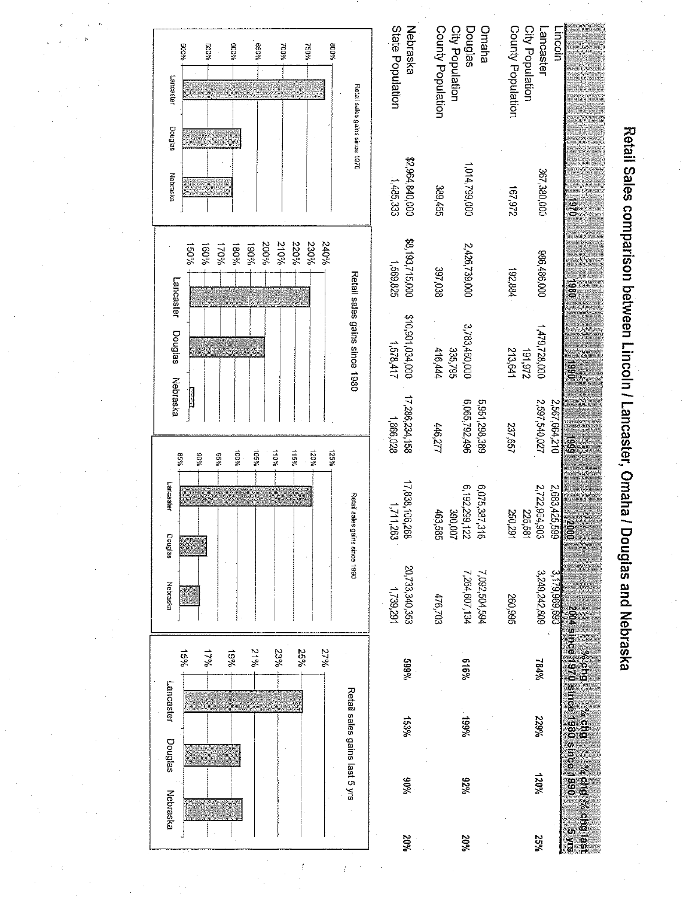# Retail Sales comparison between Lincoln / Lancaster, Omaha / Douglas and Nebraska

| | 1970 | 1980 | 1990 | 1999 | 2000 | 2004 | % chg since 1970 | % chg since 1980 | % chg since 1990 | % chg last 5 yrs |
|---|---|---|---|---|---|---|---|---|---|---|
| Lincoln | | | | 2,567,664,210 | 2,693,425,599 | 3,179,989,693 | | | | |
| Lancaster | 367,380,000 | 986,486,000 | 1,479,728,000 | 2,597,540,027 | 2,722,964,903 | 3,249,242,809 | 784% | 229% | 120% | 25% |
| City Population | | | 191,972 | | 225,581 | | | | | |
| County Population | 167,972 | 192,884 | 213,641 | 237,657 | 250,291 | 260,995 | | | | |
| | | | | | | | | | | |
| Omaha | | | | 5,951,298,389 | 6,075,387,316 | 7,092,504,594 | | | | |
| Douglas | 1,014,799,000 | 2,426,739,000 | 3,783,460,000 | 6,065,792,496 | 6,192,299,122 | 7,264,607,134 | 616% | 199% | 92% | 20% |
| City Population | | | 335,795 | | 390,007 | | | | | |
| County Population | 389,455 | 397,038 | 416,444 | 446,277 | 463,585 | 476,703 | | | | |
| | | | | | | | | | | |
| Nebraska | $2,964,840,000 | $8,193,715,000 | $10,901,034,000 | 17,285,234,158 | 17,838,106,268 | 20,733,340,353 | 599% | 153% | 90% | 20% |
| State Population | 1,485,333 | 1,569,825 | 1,578,417 | 1,666,028 | 1,711,263 | 1,739,291 | | | | |

Retail sales gains since 1970

800%
750%
700%
650%
600%
550%
500%
Lancaster
Douglas
Nebraska

Retail sales gains since 1980

240%
230%
220%
210%
200%
190%
180%
170%
160%
150%
Lancaster
Douglas
Nebraska

Retail sales gains since 1990

125%
120%
115%
110%
105%
100%
95%
90%
85%
Lancaster
Douglas
Nebraska

Retail sales gains last 5 yrs

27%
25%
23%
21%
19%
17%
15%
Lancaster
Douglas
Nebraska